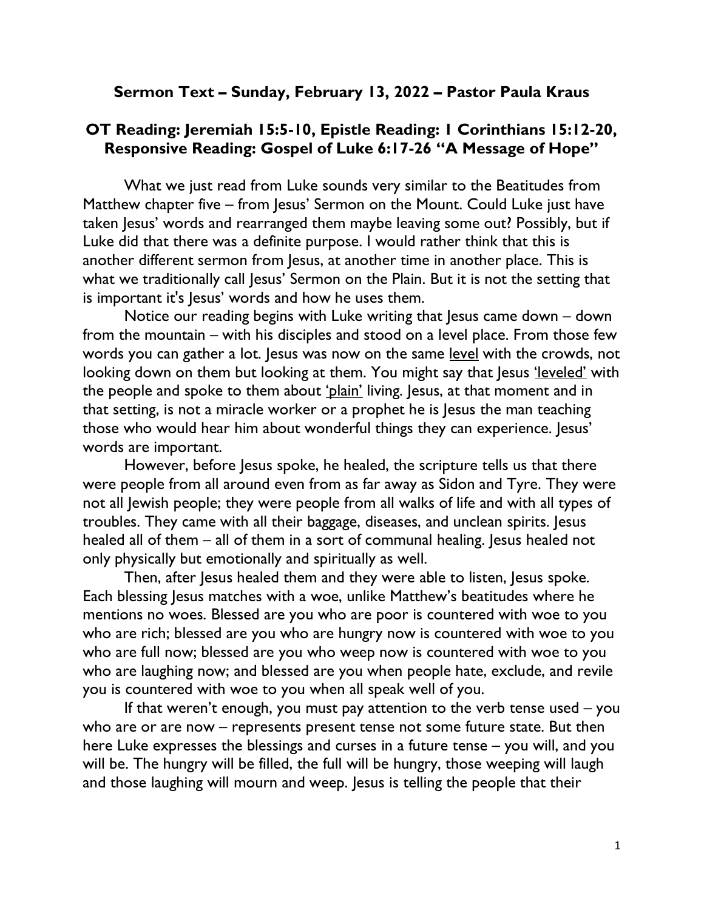**Sermon Text – Sunday, February 13, 2022 – Pastor Paula Kraus**

**OT Reading: Jeremiah 15:5-10, Epistle Reading: 1 Corinthians 15:12-20, Responsive Reading: Gospel of Luke 6:17-26 "A Message of Hope"**

What we just read from Luke sounds very similar to the Beatitudes from Matthew chapter five – from Jesus' Sermon on the Mount. Could Luke just have taken Jesus' words and rearranged them maybe leaving some out? Possibly, but if Luke did that there was a definite purpose. I would rather think that this is another different sermon from Jesus, at another time in another place. This is what we traditionally call Jesus' Sermon on the Plain. But it is not the setting that is important it's Jesus' words and how he uses them.

Notice our reading begins with Luke writing that Jesus came down – down from the mountain – with his disciples and stood on a level place. From those few words you can gather a lot. Jesus was now on the same <u>level</u> with the crowds, not looking down on them but looking at them. You might say that Jesus <u>'leveled'</u> with the people and spoke to them about <u>'plain'</u> living. Jesus, at that moment and in that setting, is not a miracle worker or a prophet he is Jesus the man teaching those who would hear him about wonderful things they can experience. Jesus' words are important.

However, before Jesus spoke, he healed, the scripture tells us that there were people from all around even from as far away as Sidon and Tyre. They were not all Jewish people; they were people from all walks of life and with all types of troubles. They came with all their baggage, diseases, and unclean spirits. Jesus healed all of them – all of them in a sort of communal healing. Jesus healed not only physically but emotionally and spiritually as well.

Then, after Jesus healed them and they were able to listen, Jesus spoke. Each blessing Jesus matches with a woe, unlike Matthew's beatitudes where he mentions no woes. Blessed are you who are poor is countered with woe to you who are rich; blessed are you who are hungry now is countered with woe to you who are full now; blessed are you who weep now is countered with woe to you who are laughing now; and blessed are you when people hate, exclude, and revile you is countered with woe to you when all speak well of you.

If that weren't enough, you must pay attention to the verb tense used – you who are or are now – represents present tense not some future state. But then here Luke expresses the blessings and curses in a future tense – you will, and you will be. The hungry will be filled, the full will be hungry, those weeping will laugh and those laughing will mourn and weep. Jesus is telling the people that their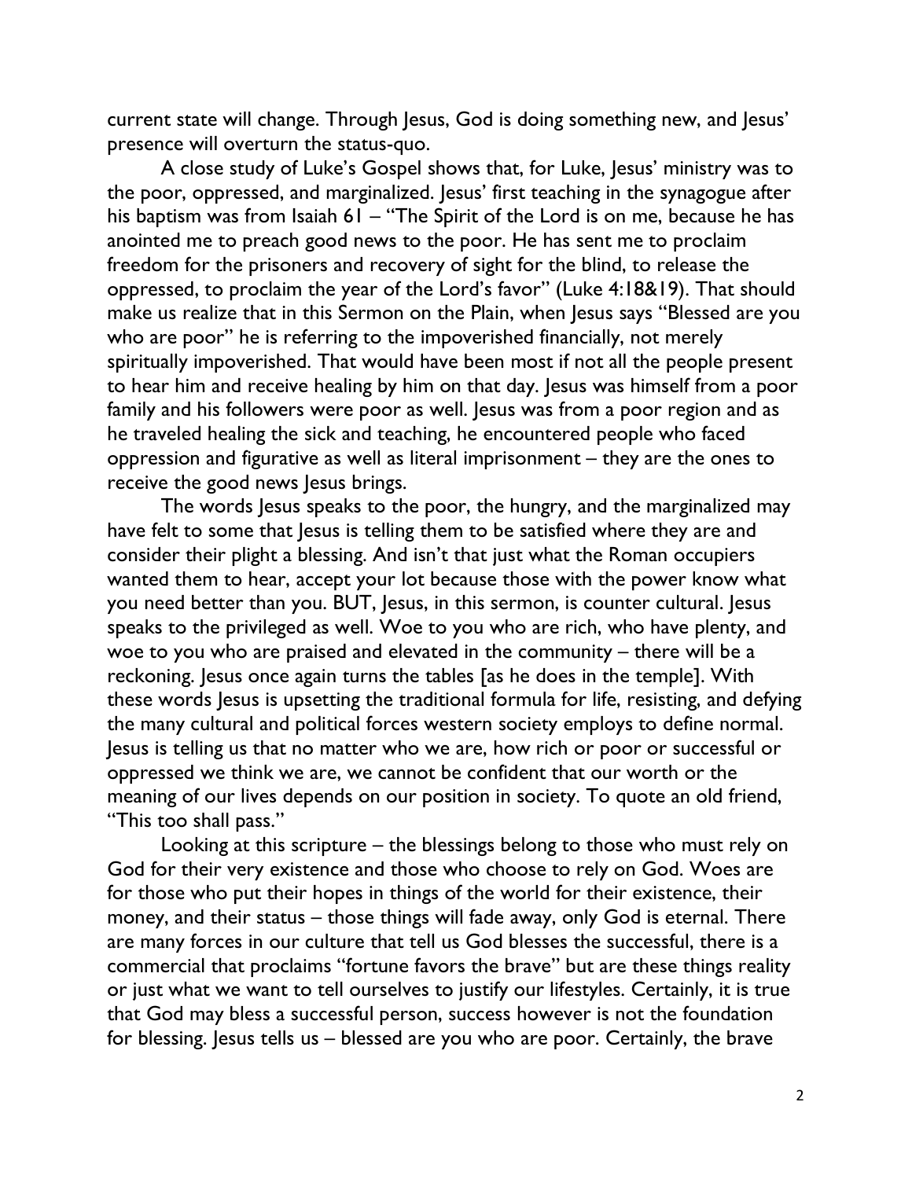current state will change. Through Jesus, God is doing something new, and Jesus' presence will overturn the status-quo.

A close study of Luke's Gospel shows that, for Luke, Jesus' ministry was to the poor, oppressed, and marginalized. Jesus' first teaching in the synagogue after his baptism was from Isaiah 61 – "The Spirit of the Lord is on me, because he has anointed me to preach good news to the poor. He has sent me to proclaim freedom for the prisoners and recovery of sight for the blind, to release the oppressed, to proclaim the year of the Lord's favor" (Luke 4:18&19). That should make us realize that in this Sermon on the Plain, when Jesus says "Blessed are you who are poor" he is referring to the impoverished financially, not merely spiritually impoverished. That would have been most if not all the people present to hear him and receive healing by him on that day. Jesus was himself from a poor family and his followers were poor as well. Jesus was from a poor region and as he traveled healing the sick and teaching, he encountered people who faced oppression and figurative as well as literal imprisonment – they are the ones to receive the good news Jesus brings.

The words Jesus speaks to the poor, the hungry, and the marginalized may have felt to some that Jesus is telling them to be satisfied where they are and consider their plight a blessing. And isn't that just what the Roman occupiers wanted them to hear, accept your lot because those with the power know what you need better than you. BUT, Jesus, in this sermon, is counter cultural. Jesus speaks to the privileged as well. Woe to you who are rich, who have plenty, and woe to you who are praised and elevated in the community – there will be a reckoning. Jesus once again turns the tables [as he does in the temple]. With these words Jesus is upsetting the traditional formula for life, resisting, and defying the many cultural and political forces western society employs to define normal. Jesus is telling us that no matter who we are, how rich or poor or successful or oppressed we think we are, we cannot be confident that our worth or the meaning of our lives depends on our position in society. To quote an old friend, "This too shall pass."

Looking at this scripture – the blessings belong to those who must rely on God for their very existence and those who choose to rely on God. Woes are for those who put their hopes in things of the world for their existence, their money, and their status – those things will fade away, only God is eternal. There are many forces in our culture that tell us God blesses the successful, there is a commercial that proclaims "fortune favors the brave" but are these things reality or just what we want to tell ourselves to justify our lifestyles. Certainly, it is true that God may bless a successful person, success however is not the foundation for blessing. Jesus tells us – blessed are you who are poor. Certainly, the brave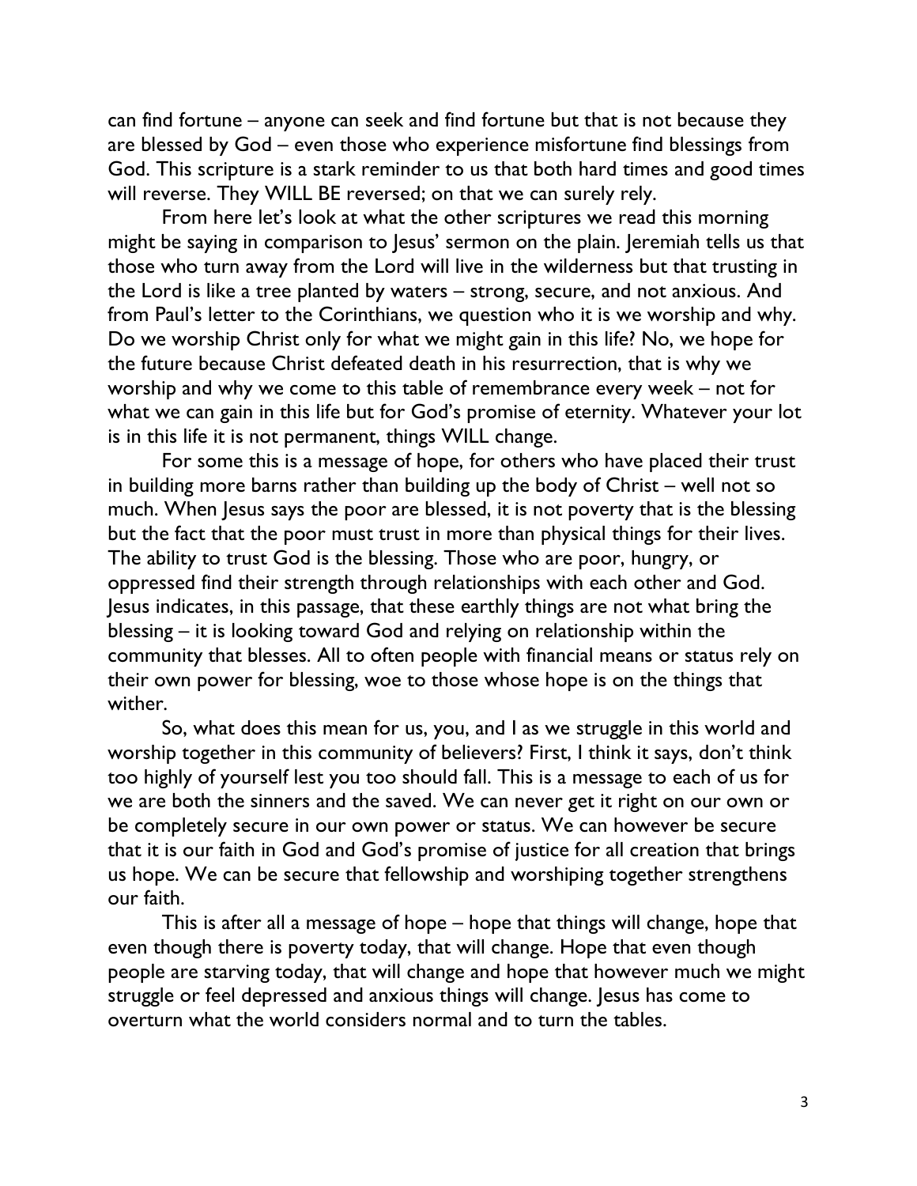can find fortune – anyone can seek and find fortune but that is not because they are blessed by God – even those who experience misfortune find blessings from God. This scripture is a stark reminder to us that both hard times and good times will reverse. They WILL BE reversed; on that we can surely rely.

From here let's look at what the other scriptures we read this morning might be saying in comparison to Jesus' sermon on the plain. Jeremiah tells us that those who turn away from the Lord will live in the wilderness but that trusting in the Lord is like a tree planted by waters – strong, secure, and not anxious. And from Paul's letter to the Corinthians, we question who it is we worship and why. Do we worship Christ only for what we might gain in this life? No, we hope for the future because Christ defeated death in his resurrection, that is why we worship and why we come to this table of remembrance every week – not for what we can gain in this life but for God's promise of eternity. Whatever your lot is in this life it is not permanent, things WILL change.

For some this is a message of hope, for others who have placed their trust in building more barns rather than building up the body of Christ – well not so much. When Jesus says the poor are blessed, it is not poverty that is the blessing but the fact that the poor must trust in more than physical things for their lives. The ability to trust God is the blessing. Those who are poor, hungry, or oppressed find their strength through relationships with each other and God. Jesus indicates, in this passage, that these earthly things are not what bring the blessing – it is looking toward God and relying on relationship within the community that blesses. All to often people with financial means or status rely on their own power for blessing, woe to those whose hope is on the things that wither.

So, what does this mean for us, you, and I as we struggle in this world and worship together in this community of believers? First, I think it says, don't think too highly of yourself lest you too should fall. This is a message to each of us for we are both the sinners and the saved. We can never get it right on our own or be completely secure in our own power or status. We can however be secure that it is our faith in God and God's promise of justice for all creation that brings us hope. We can be secure that fellowship and worshiping together strengthens our faith.

This is after all a message of hope – hope that things will change, hope that even though there is poverty today, that will change. Hope that even though people are starving today, that will change and hope that however much we might struggle or feel depressed and anxious things will change. Jesus has come to overturn what the world considers normal and to turn the tables.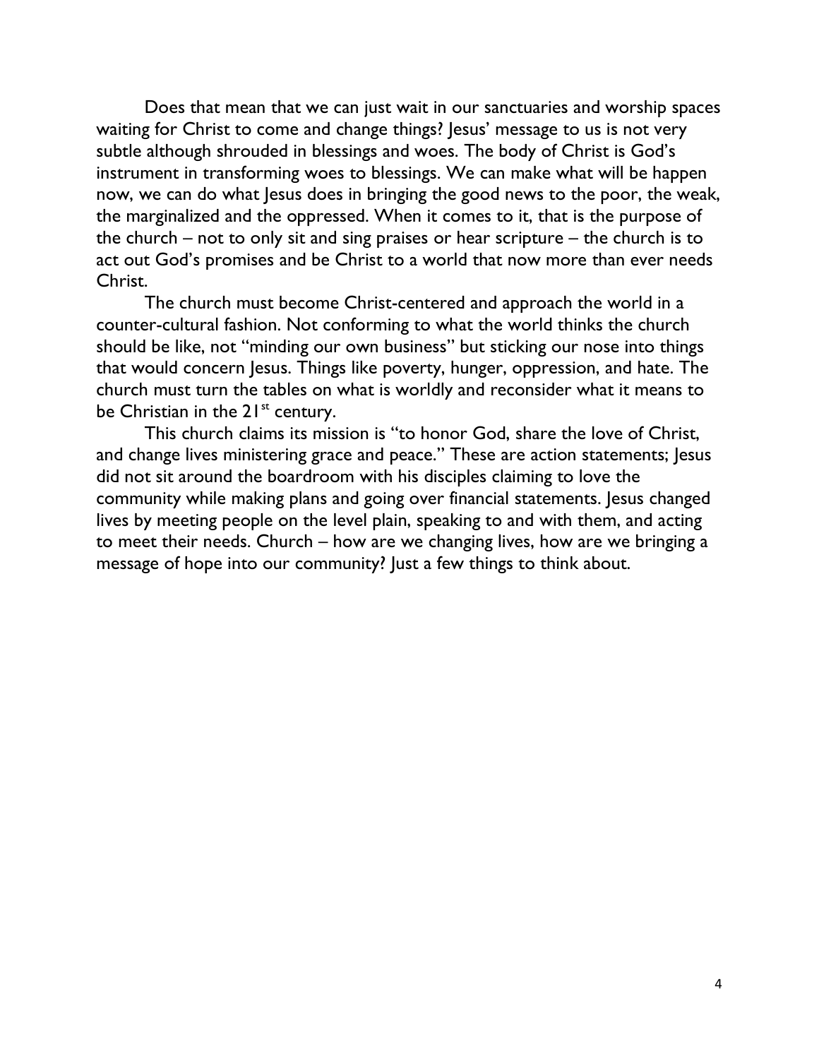Does that mean that we can just wait in our sanctuaries and worship spaces waiting for Christ to come and change things? Jesus' message to us is not very subtle although shrouded in blessings and woes. The body of Christ is God's instrument in transforming woes to blessings. We can make what will be happen now, we can do what Jesus does in bringing the good news to the poor, the weak, the marginalized and the oppressed. When it comes to it, that is the purpose of the church – not to only sit and sing praises or hear scripture – the church is to act out God's promises and be Christ to a world that now more than ever needs Christ.

The church must become Christ-centered and approach the world in a counter-cultural fashion. Not conforming to what the world thinks the church should be like, not "minding our own business" but sticking our nose into things that would concern Jesus. Things like poverty, hunger, oppression, and hate. The church must turn the tables on what is worldly and reconsider what it means to be Christian in the 21st century.

This church claims its mission is "to honor God, share the love of Christ, and change lives ministering grace and peace." These are action statements; Jesus did not sit around the boardroom with his disciples claiming to love the community while making plans and going over financial statements. Jesus changed lives by meeting people on the level plain, speaking to and with them, and acting to meet their needs. Church – how are we changing lives, how are we bringing a message of hope into our community? Just a few things to think about.